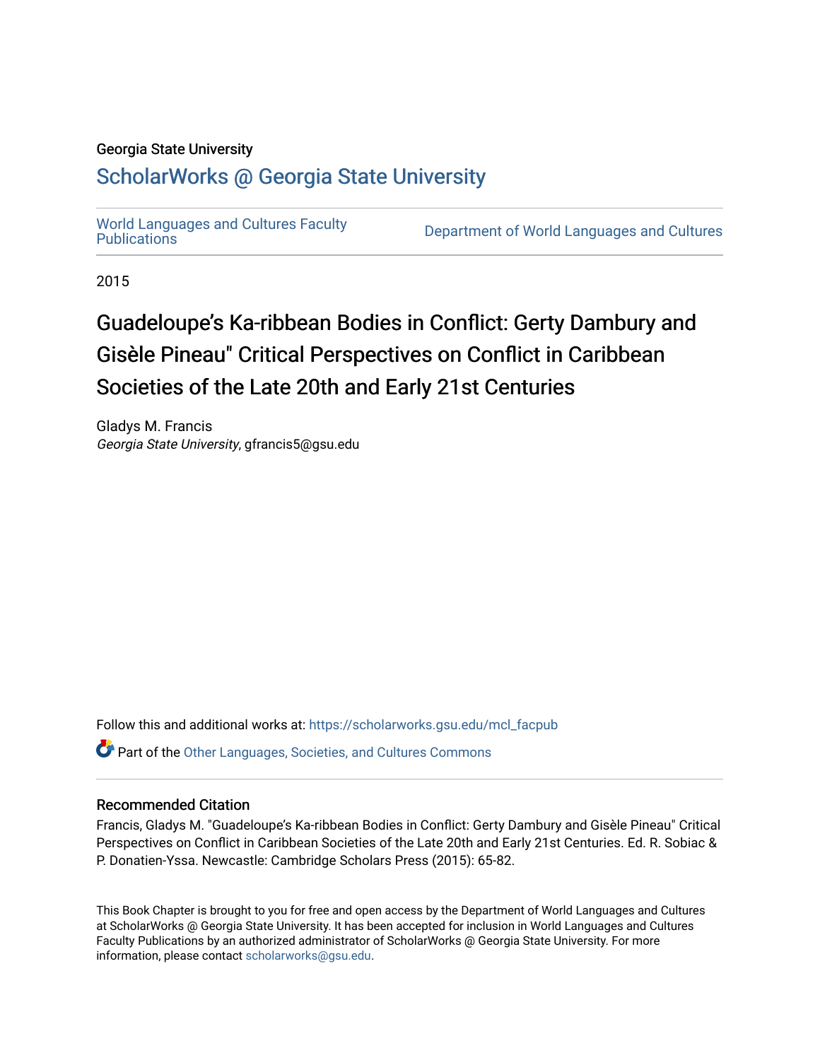Georgia State University

# ScholarWorks @ Georgia State University

World Languages and Cultures Faculty Publications

Department of World Languages and Cultures

2015

# Guadeloupe's Ka-ribbean Bodies in Conflict: Gerty Dambury and Gisèle Pineau" Critical Perspectives on Conflict in Caribbean Societies of the Late 20th and Early 21st Centuries

Gladys M. Francis
*Georgia State University*, gfrancis5@gsu.edu

Follow this and additional works at: https://scholarworks.gsu.edu/mcl_facpub

Part of the Other Languages, Societies, and Cultures Commons

## Recommended Citation

Francis, Gladys M. "Guadeloupe's Ka-ribbean Bodies in Conflict: Gerty Dambury and Gisèle Pineau" Critical Perspectives on Conflict in Caribbean Societies of the Late 20th and Early 21st Centuries. Ed. R. Sobiac & P. Donatien-Yssa. Newcastle: Cambridge Scholars Press (2015): 65-82.

This Book Chapter is brought to you for free and open access by the Department of World Languages and Cultures at ScholarWorks @ Georgia State University. It has been accepted for inclusion in World Languages and Cultures Faculty Publications by an authorized administrator of ScholarWorks @ Georgia State University. For more information, please contact scholarworks@gsu.edu.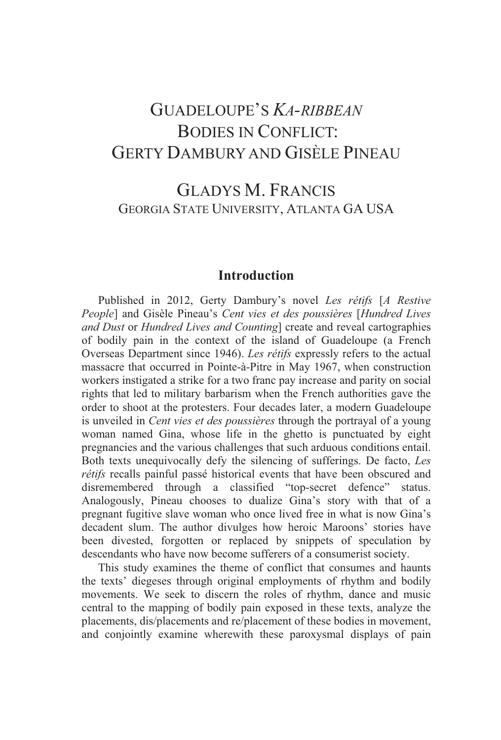# GUADELOUPE'S *KA-RIBBEAN* BODIES IN CONFLICT: GERTY DAMBURY AND GISÈLE PINEAU

## GLADYS M. FRANCIS

GEORGIA STATE UNIVERSITY, ATLANTA GA USA

## Introduction

Published in 2012, Gerty Dambury's novel *Les rétifs* [*A Restive People*] and Gisèle Pineau's *Cent vies et des poussières* [*Hundred Lives and Dust* or *Hundred Lives and Counting*] create and reveal cartographies of bodily pain in the context of the island of Guadeloupe (a French Overseas Department since 1946). *Les rétifs* expressly refers to the actual massacre that occurred in Pointe-à-Pitre in May 1967, when construction workers instigated a strike for a two franc pay increase and parity on social rights that led to military barbarism when the French authorities gave the order to shoot at the protesters. Four decades later, a modern Guadeloupe is unveiled in *Cent vies et des poussières* through the portrayal of a young woman named Gina, whose life in the ghetto is punctuated by eight pregnancies and the various challenges that such arduous conditions entail. Both texts unequivocally defy the silencing of sufferings. De facto, *Les rétifs* recalls painful passé historical events that have been obscured and disremembered through a classified "top-secret defence" status. Analogously, Pineau chooses to dualize Gina's story with that of a pregnant fugitive slave woman who once lived free in what is now Gina's decadent slum. The author divulges how heroic Maroons' stories have been divested, forgotten or replaced by snippets of speculation by descendants who have now become sufferers of a consumerist society.

This study examines the theme of conflict that consumes and haunts the texts' diegeses through original employments of rhythm and bodily movements. We seek to discern the roles of rhythm, dance and music central to the mapping of bodily pain exposed in these texts, analyze the placements, dis/placements and re/placement of these bodies in movement, and conjointly examine wherewith these paroxysmal displays of pain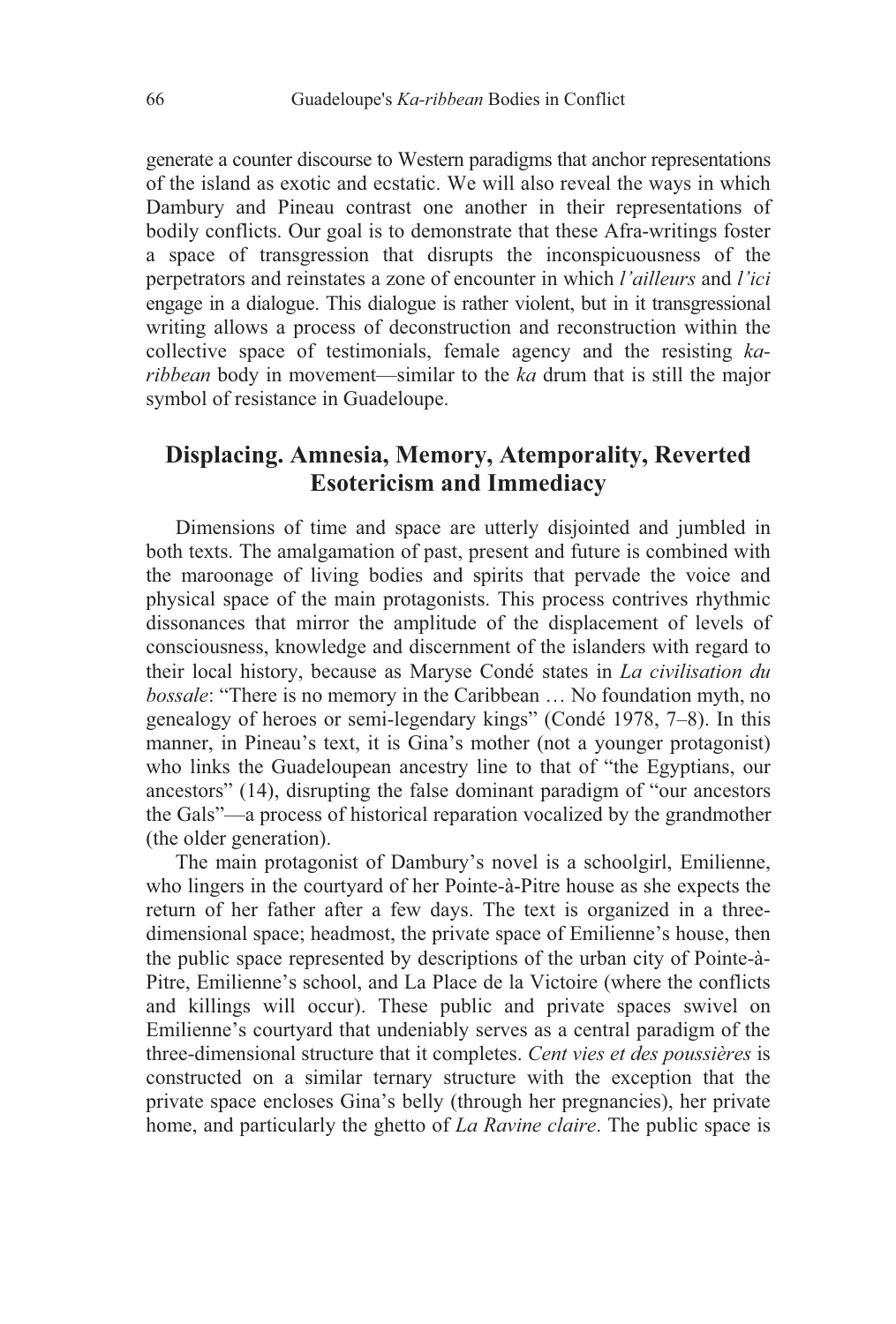generate a counter discourse to Western paradigms that anchor representations of the island as exotic and ecstatic. We will also reveal the ways in which Dambury and Pineau contrast one another in their representations of bodily conflicts. Our goal is to demonstrate that these Afra-writings foster a space of transgression that disrupts the inconspicuousness of the perpetrators and reinstates a zone of encounter in which *l'ailleurs* and *l'ici* engage in a dialogue. This dialogue is rather violent, but in it transgressional writing allows a process of deconstruction and reconstruction within the collective space of testimonials, female agency and the resisting *ka-ribbean* body in movement—similar to the *ka* drum that is still the major symbol of resistance in Guadeloupe.

## Displacing. Amnesia, Memory, Atemporality, Reverted Esotericism and Immediacy

Dimensions of time and space are utterly disjointed and jumbled in both texts. The amalgamation of past, present and future is combined with the maroonage of living bodies and spirits that pervade the voice and physical space of the main protagonists. This process contrives rhythmic dissonances that mirror the amplitude of the displacement of levels of consciousness, knowledge and discernment of the islanders with regard to their local history, because as Maryse Condé states in *La civilisation du bossale*: "There is no memory in the Caribbean … No foundation myth, no genealogy of heroes or semi-legendary kings" (Condé 1978, 7–8). In this manner, in Pineau's text, it is Gina's mother (not a younger protagonist) who links the Guadeloupean ancestry line to that of "the Egyptians, our ancestors" (14), disrupting the false dominant paradigm of "our ancestors the Gals"—a process of historical reparation vocalized by the grandmother (the older generation).

The main protagonist of Dambury's novel is a schoolgirl, Emilienne, who lingers in the courtyard of her Pointe-à-Pitre house as she expects the return of her father after a few days. The text is organized in a three-dimensional space; headmost, the private space of Emilienne's house, then the public space represented by descriptions of the urban city of Pointe-à-Pitre, Emilienne's school, and La Place de la Victoire (where the conflicts and killings will occur). These public and private spaces swivel on Emilienne's courtyard that undeniably serves as a central paradigm of the three-dimensional structure that it completes. *Cent vies et des poussières* is constructed on a similar ternary structure with the exception that the private space encloses Gina's belly (through her pregnancies), her private home, and particularly the ghetto of *La Ravine claire*. The public space is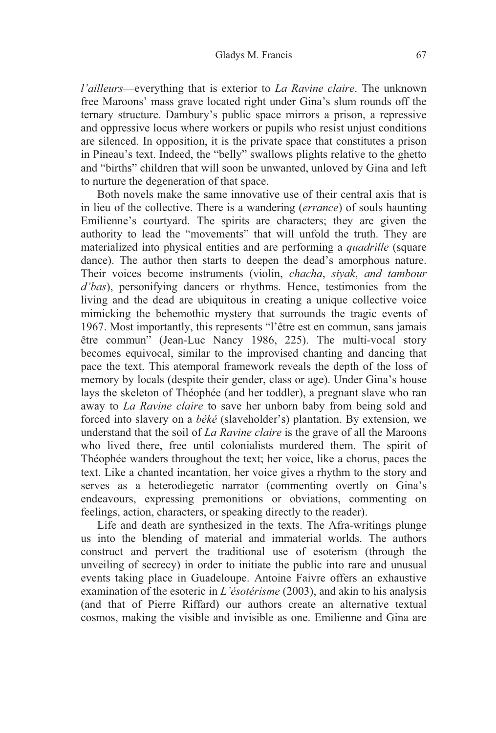*l'ailleurs*—everything that is exterior to *La Ravine claire*. The unknown free Maroons' mass grave located right under Gina's slum rounds off the ternary structure. Dambury's public space mirrors a prison, a repressive and oppressive locus where workers or pupils who resist unjust conditions are silenced. In opposition, it is the private space that constitutes a prison in Pineau's text. Indeed, the "belly" swallows plights relative to the ghetto and "births" children that will soon be unwanted, unloved by Gina and left to nurture the degeneration of that space.

Both novels make the same innovative use of their central axis that is in lieu of the collective. There is a wandering (*errance*) of souls haunting Emilienne's courtyard. The spirits are characters; they are given the authority to lead the "movements" that will unfold the truth. They are materialized into physical entities and are performing a *quadrille* (square dance). The author then starts to deepen the dead's amorphous nature. Their voices become instruments (violin, *chacha*, *siyak*, *and tambour d'bas*), personifying dancers or rhythms. Hence, testimonies from the living and the dead are ubiquitous in creating a unique collective voice mimicking the behemothic mystery that surrounds the tragic events of 1967. Most importantly, this represents "l'être est en commun, sans jamais être commun" (Jean-Luc Nancy 1986, 225). The multi-vocal story becomes equivocal, similar to the improvised chanting and dancing that pace the text. This atemporal framework reveals the depth of the loss of memory by locals (despite their gender, class or age). Under Gina's house lays the skeleton of Théophée (and her toddler), a pregnant slave who ran away to *La Ravine claire* to save her unborn baby from being sold and forced into slavery on a *béké* (slaveholder's) plantation. By extension, we understand that the soil of *La Ravine claire* is the grave of all the Maroons who lived there, free until colonialists murdered them. The spirit of Théophée wanders throughout the text; her voice, like a chorus, paces the text. Like a chanted incantation, her voice gives a rhythm to the story and serves as a heterodiegetic narrator (commenting overtly on Gina's endeavours, expressing premonitions or obviations, commenting on feelings, action, characters, or speaking directly to the reader).

Life and death are synthesized in the texts. The Afra-writings plunge us into the blending of material and immaterial worlds. The authors construct and pervert the traditional use of esoterism (through the unveiling of secrecy) in order to initiate the public into rare and unusual events taking place in Guadeloupe. Antoine Faivre offers an exhaustive examination of the esoteric in *L'ésotérisme* (2003), and akin to his analysis (and that of Pierre Riffard) our authors create an alternative textual cosmos, making the visible and invisible as one. Emilienne and Gina are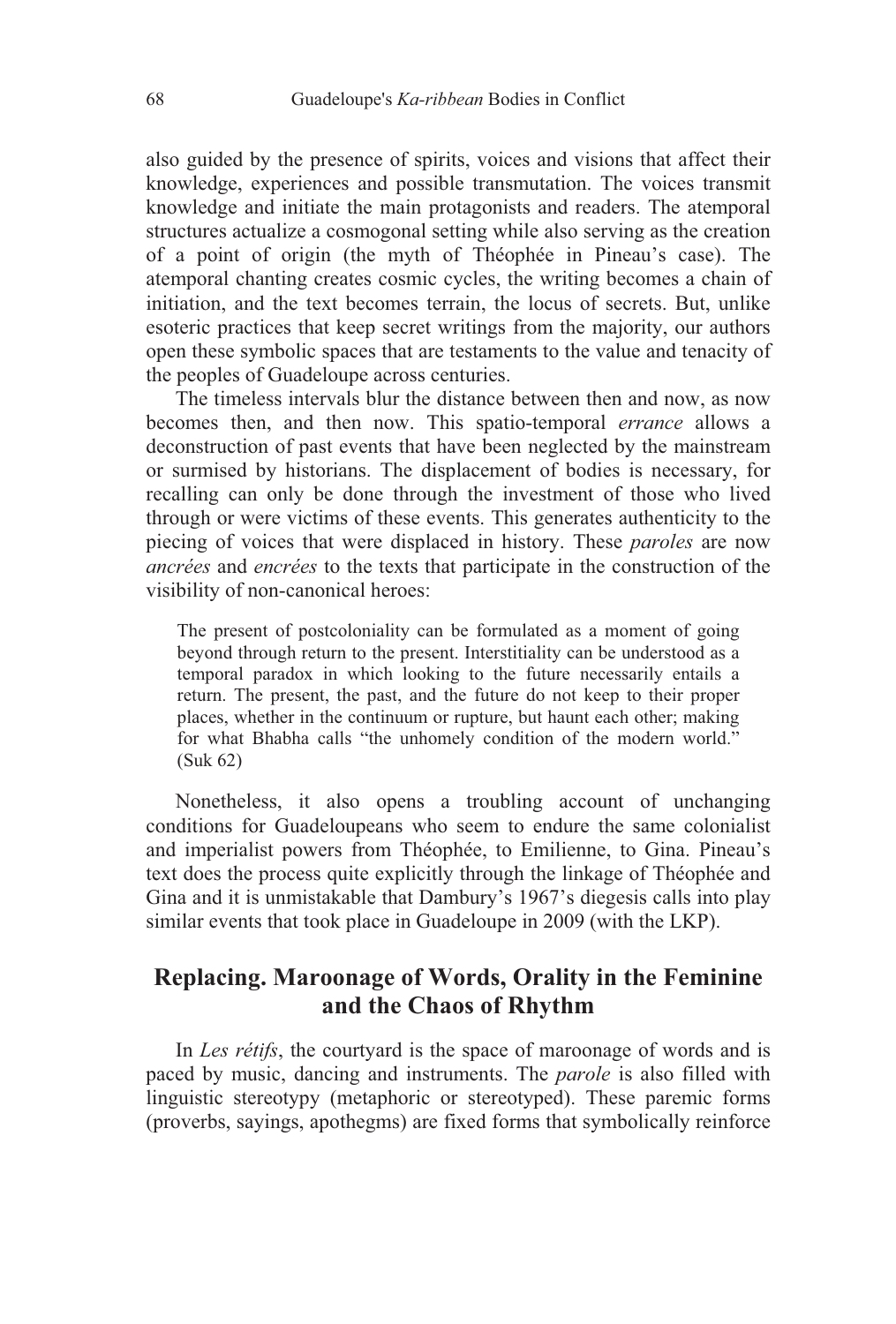also guided by the presence of spirits, voices and visions that affect their knowledge, experiences and possible transmutation. The voices transmit knowledge and initiate the main protagonists and readers. The atemporal structures actualize a cosmogonal setting while also serving as the creation of a point of origin (the myth of Théophée in Pineau's case). The atemporal chanting creates cosmic cycles, the writing becomes a chain of initiation, and the text becomes terrain, the locus of secrets. But, unlike esoteric practices that keep secret writings from the majority, our authors open these symbolic spaces that are testaments to the value and tenacity of the peoples of Guadeloupe across centuries.

The timeless intervals blur the distance between then and now, as now becomes then, and then now. This spatio-temporal *errance* allows a deconstruction of past events that have been neglected by the mainstream or surmised by historians. The displacement of bodies is necessary, for recalling can only be done through the investment of those who lived through or were victims of these events. This generates authenticity to the piecing of voices that were displaced in history. These *paroles* are now *ancrées* and *encrées* to the texts that participate in the construction of the visibility of non-canonical heroes:

> The present of postcoloniality can be formulated as a moment of going beyond through return to the present. Interstitiality can be understood as a temporal paradox in which looking to the future necessarily entails a return. The present, the past, and the future do not keep to their proper places, whether in the continuum or rupture, but haunt each other; making for what Bhabha calls "the unhomely condition of the modern world." (Suk 62)

Nonetheless, it also opens a troubling account of unchanging conditions for Guadeloupeans who seem to endure the same colonialist and imperialist powers from Théophée, to Emilienne, to Gina. Pineau's text does the process quite explicitly through the linkage of Théophée and Gina and it is unmistakable that Dambury's 1967's diegesis calls into play similar events that took place in Guadeloupe in 2009 (with the LKP).

## Replacing. Maroonage of Words, Orality in the Feminine and the Chaos of Rhythm

In *Les rétifs*, the courtyard is the space of maroonage of words and is paced by music, dancing and instruments. The *parole* is also filled with linguistic stereotypy (metaphoric or stereotyped). These paremic forms (proverbs, sayings, apothegms) are fixed forms that symbolically reinforce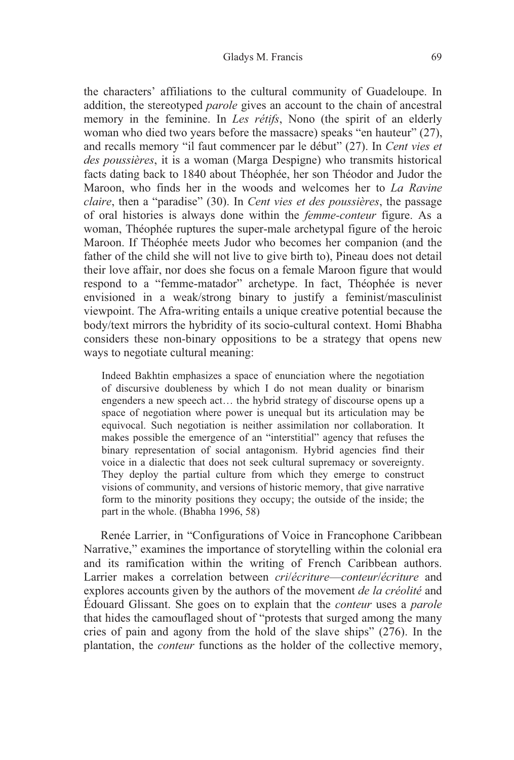the characters' affiliations to the cultural community of Guadeloupe. In addition, the stereotyped *parole* gives an account to the chain of ancestral memory in the feminine. In *Les rétifs*, Nono (the spirit of an elderly woman who died two years before the massacre) speaks "en hauteur" (27), and recalls memory "il faut commencer par le début" (27). In *Cent vies et des poussières*, it is a woman (Marga Despigne) who transmits historical facts dating back to 1840 about Théophée, her son Théodor and Judor the Maroon, who finds her in the woods and welcomes her to *La Ravine claire*, then a "paradise" (30). In *Cent vies et des poussières*, the passage of oral histories is always done within the *femme-conteur* figure. As a woman, Théophée ruptures the super-male archetypal figure of the heroic Maroon. If Théophée meets Judor who becomes her companion (and the father of the child she will not live to give birth to), Pineau does not detail their love affair, nor does she focus on a female Maroon figure that would respond to a "femme-matador" archetype. In fact, Théophée is never envisioned in a weak/strong binary to justify a feminist/masculinist viewpoint. The Afra-writing entails a unique creative potential because the body/text mirrors the hybridity of its socio-cultural context. Homi Bhabha considers these non-binary oppositions to be a strategy that opens new ways to negotiate cultural meaning:

> Indeed Bakhtin emphasizes a space of enunciation where the negotiation of discursive doubleness by which I do not mean duality or binarism engenders a new speech act… the hybrid strategy of discourse opens up a space of negotiation where power is unequal but its articulation may be equivocal. Such negotiation is neither assimilation nor collaboration. It makes possible the emergence of an "interstitial" agency that refuses the binary representation of social antagonism. Hybrid agencies find their voice in a dialectic that does not seek cultural supremacy or sovereignty. They deploy the partial culture from which they emerge to construct visions of community, and versions of historic memory, that give narrative form to the minority positions they occupy; the outside of the inside; the part in the whole. (Bhabha 1996, 58)

Renée Larrier, in "Configurations of Voice in Francophone Caribbean Narrative," examines the importance of storytelling within the colonial era and its ramification within the writing of French Caribbean authors. Larrier makes a correlation between *cri*/*écriture*—*conteur*/*écriture* and explores accounts given by the authors of the movement *de la créolité* and Édouard Glissant. She goes on to explain that the *conteur* uses a *parole* that hides the camouflaged shout of "protests that surged among the many cries of pain and agony from the hold of the slave ships" (276). In the plantation, the *conteur* functions as the holder of the collective memory,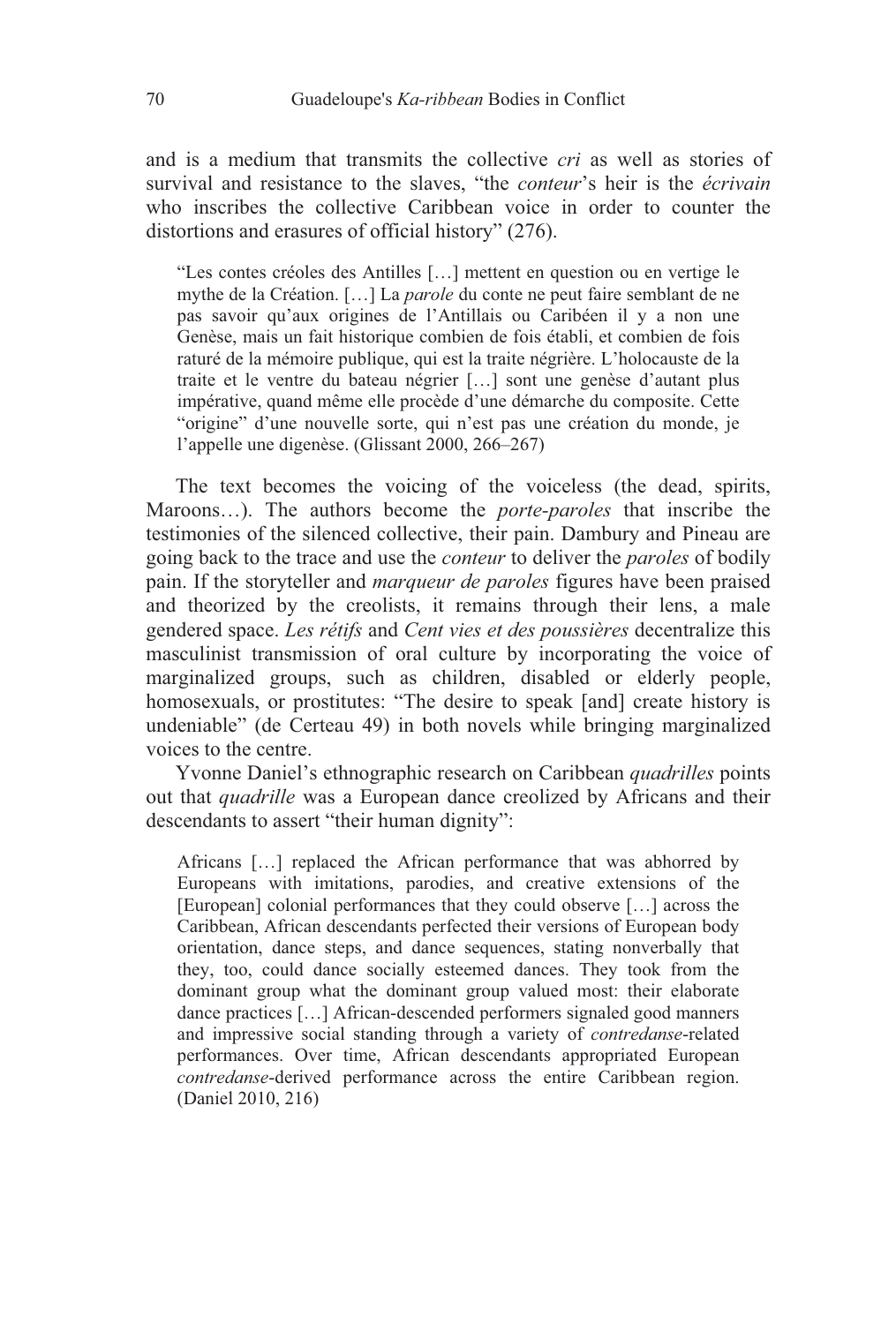and is a medium that transmits the collective *cri* as well as stories of survival and resistance to the slaves, "the *conteur*'s heir is the *écrivain* who inscribes the collective Caribbean voice in order to counter the distortions and erasures of official history" (276).

> "Les contes créoles des Antilles […] mettent en question ou en vertige le mythe de la Création. […] La *parole* du conte ne peut faire semblant de ne pas savoir qu'aux origines de l'Antillais ou Caribéen il y a non une Genèse, mais un fait historique combien de fois établi, et combien de fois raturé de la mémoire publique, qui est la traite négrière. L'holocauste de la traite et le ventre du bateau négrier […] sont une genèse d'autant plus impérative, quand même elle procède d'une démarche du composite. Cette "origine" d'une nouvelle sorte, qui n'est pas une création du monde, je l'appelle une digenèse. (Glissant 2000, 266–267)

The text becomes the voicing of the voiceless (the dead, spirits, Maroons…). The authors become the *porte-paroles* that inscribe the testimonies of the silenced collective, their pain. Dambury and Pineau are going back to the trace and use the *conteur* to deliver the *paroles* of bodily pain. If the storyteller and *marqueur de paroles* figures have been praised and theorized by the creolists, it remains through their lens, a male gendered space. *Les rétifs* and *Cent vies et des poussières* decentralize this masculinist transmission of oral culture by incorporating the voice of marginalized groups, such as children, disabled or elderly people, homosexuals, or prostitutes: "The desire to speak [and] create history is undeniable" (de Certeau 49) in both novels while bringing marginalized voices to the centre.

Yvonne Daniel's ethnographic research on Caribbean *quadrilles* points out that *quadrille* was a European dance creolized by Africans and their descendants to assert "their human dignity":

> Africans […] replaced the African performance that was abhorred by Europeans with imitations, parodies, and creative extensions of the [European] colonial performances that they could observe […] across the Caribbean, African descendants perfected their versions of European body orientation, dance steps, and dance sequences, stating nonverbally that they, too, could dance socially esteemed dances. They took from the dominant group what the dominant group valued most: their elaborate dance practices […] African-descended performers signaled good manners and impressive social standing through a variety of *contredanse*-related performances. Over time, African descendants appropriated European *contredanse*-derived performance across the entire Caribbean region. (Daniel 2010, 216)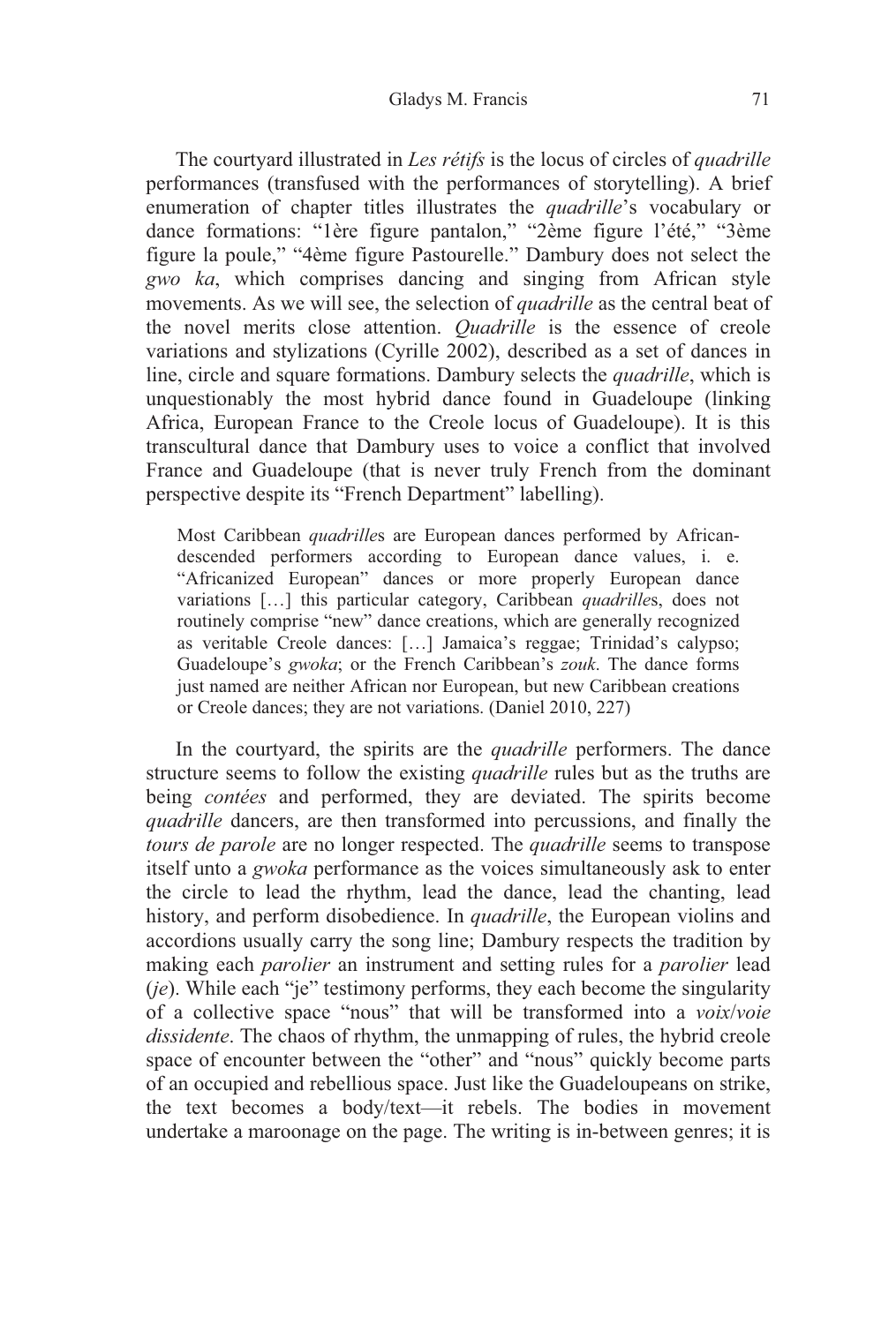The courtyard illustrated in *Les rétifs* is the locus of circles of *quadrille* performances (transfused with the performances of storytelling). A brief enumeration of chapter titles illustrates the *quadrille*'s vocabulary or dance formations: "1ère figure pantalon," "2ème figure l'été," "3ème figure la poule," "4ème figure Pastourelle." Dambury does not select the *gwo ka*, which comprises dancing and singing from African style movements. As we will see, the selection of *quadrille* as the central beat of the novel merits close attention. *Quadrille* is the essence of creole variations and stylizations (Cyrille 2002), described as a set of dances in line, circle and square formations. Dambury selects the *quadrille*, which is unquestionably the most hybrid dance found in Guadeloupe (linking Africa, European France to the Creole locus of Guadeloupe). It is this transcultural dance that Dambury uses to voice a conflict that involved France and Guadeloupe (that is never truly French from the dominant perspective despite its "French Department" labelling).

> Most Caribbean *quadrille*s are European dances performed by African-descended performers according to European dance values, i. e. "Africanized European" dances or more properly European dance variations […] this particular category, Caribbean *quadrille*s, does not routinely comprise "new" dance creations, which are generally recognized as veritable Creole dances: […] Jamaica's reggae; Trinidad's calypso; Guadeloupe's *gwoka*; or the French Caribbean's *zouk*. The dance forms just named are neither African nor European, but new Caribbean creations or Creole dances; they are not variations. (Daniel 2010, 227)

In the courtyard, the spirits are the *quadrille* performers. The dance structure seems to follow the existing *quadrille* rules but as the truths are being *contées* and performed, they are deviated. The spirits become *quadrille* dancers, are then transformed into percussions, and finally the *tours de parole* are no longer respected. The *quadrille* seems to transpose itself unto a *gwoka* performance as the voices simultaneously ask to enter the circle to lead the rhythm, lead the dance, lead the chanting, lead history, and perform disobedience. In *quadrille*, the European violins and accordions usually carry the song line; Dambury respects the tradition by making each *parolier* an instrument and setting rules for a *parolier* lead (*je*). While each "je" testimony performs, they each become the singularity of a collective space "nous" that will be transformed into a *voix*/*voie dissidente*. The chaos of rhythm, the unmapping of rules, the hybrid creole space of encounter between the "other" and "nous" quickly become parts of an occupied and rebellious space. Just like the Guadeloupeans on strike, the text becomes a body/text—it rebels. The bodies in movement undertake a maroonage on the page. The writing is in-between genres; it is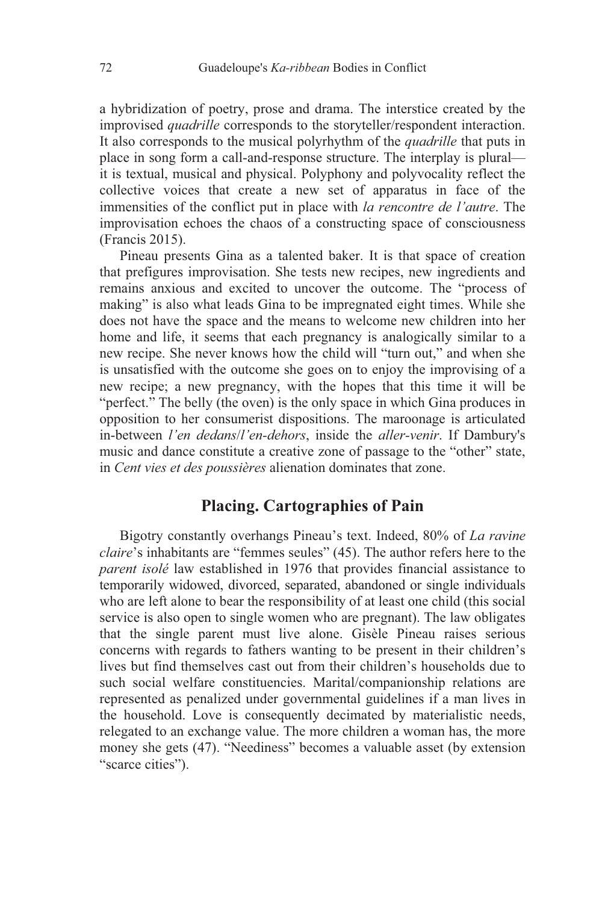a hybridization of poetry, prose and drama. The interstice created by the improvised *quadrille* corresponds to the storyteller/respondent interaction. It also corresponds to the musical polyrhythm of the *quadrille* that puts in place in song form a call-and-response structure. The interplay is plural—it is textual, musical and physical. Polyphony and polyvocality reflect the collective voices that create a new set of apparatus in face of the immensities of the conflict put in place with *la rencontre de l'autre*. The improvisation echoes the chaos of a constructing space of consciousness (Francis 2015).

Pineau presents Gina as a talented baker. It is that space of creation that prefigures improvisation. She tests new recipes, new ingredients and remains anxious and excited to uncover the outcome. The "process of making" is also what leads Gina to be impregnated eight times. While she does not have the space and the means to welcome new children into her home and life, it seems that each pregnancy is analogically similar to a new recipe. She never knows how the child will "turn out," and when she is unsatisfied with the outcome she goes on to enjoy the improvising of a new recipe; a new pregnancy, with the hopes that this time it will be "perfect." The belly (the oven) is the only space in which Gina produces in opposition to her consumerist dispositions. The maroonage is articulated in-between *l'en dedans*/*l'en-dehors*, inside the *aller-venir*. If Dambury's music and dance constitute a creative zone of passage to the "other" state, in *Cent vies et des poussières* alienation dominates that zone.

## Placing. Cartographies of Pain

Bigotry constantly overhangs Pineau's text. Indeed, 80% of *La ravine claire*'s inhabitants are "femmes seules" (45). The author refers here to the *parent isolé* law established in 1976 that provides financial assistance to temporarily widowed, divorced, separated, abandoned or single individuals who are left alone to bear the responsibility of at least one child (this social service is also open to single women who are pregnant). The law obligates that the single parent must live alone. Gisèle Pineau raises serious concerns with regards to fathers wanting to be present in their children's lives but find themselves cast out from their children's households due to such social welfare constituencies. Marital/companionship relations are represented as penalized under governmental guidelines if a man lives in the household. Love is consequently decimated by materialistic needs, relegated to an exchange value. The more children a woman has, the more money she gets (47). "Neediness" becomes a valuable asset (by extension "scarce cities").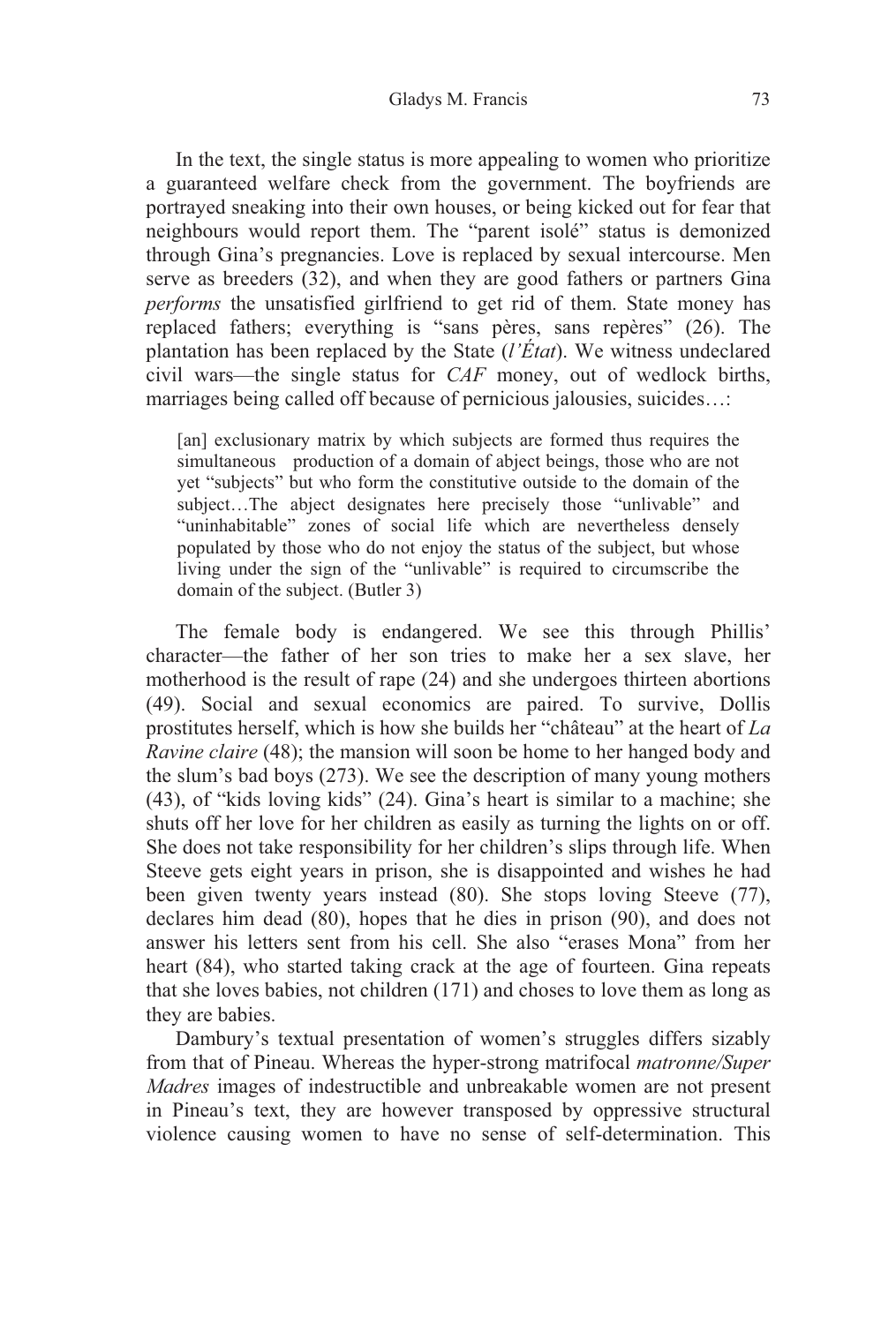In the text, the single status is more appealing to women who prioritize a guaranteed welfare check from the government. The boyfriends are portrayed sneaking into their own houses, or being kicked out for fear that neighbours would report them. The "parent isolé" status is demonized through Gina's pregnancies. Love is replaced by sexual intercourse. Men serve as breeders (32), and when they are good fathers or partners Gina *performs* the unsatisfied girlfriend to get rid of them. State money has replaced fathers; everything is "sans pères, sans repères" (26). The plantation has been replaced by the State (*l'État*). We witness undeclared civil wars—the single status for *CAF* money, out of wedlock births, marriages being called off because of pernicious jalousies, suicides…:

> [an] exclusionary matrix by which subjects are formed thus requires the simultaneous production of a domain of abject beings, those who are not yet "subjects" but who form the constitutive outside to the domain of the subject…The abject designates here precisely those "unlivable" and "uninhabitable" zones of social life which are nevertheless densely populated by those who do not enjoy the status of the subject, but whose living under the sign of the "unlivable" is required to circumscribe the domain of the subject. (Butler 3)

The female body is endangered. We see this through Phillis' character—the father of her son tries to make her a sex slave, her motherhood is the result of rape (24) and she undergoes thirteen abortions (49). Social and sexual economics are paired. To survive, Dollis prostitutes herself, which is how she builds her "château" at the heart of *La Ravine claire* (48); the mansion will soon be home to her hanged body and the slum's bad boys (273). We see the description of many young mothers (43), of "kids loving kids" (24). Gina's heart is similar to a machine; she shuts off her love for her children as easily as turning the lights on or off. She does not take responsibility for her children's slips through life. When Steeve gets eight years in prison, she is disappointed and wishes he had been given twenty years instead (80). She stops loving Steeve (77), declares him dead (80), hopes that he dies in prison (90), and does not answer his letters sent from his cell. She also "erases Mona" from her heart (84), who started taking crack at the age of fourteen. Gina repeats that she loves babies, not children (171) and choses to love them as long as they are babies.

Dambury's textual presentation of women's struggles differs sizably from that of Pineau. Whereas the hyper-strong matrifocal *matronne/Super Madres* images of indestructible and unbreakable women are not present in Pineau's text, they are however transposed by oppressive structural violence causing women to have no sense of self-determination. This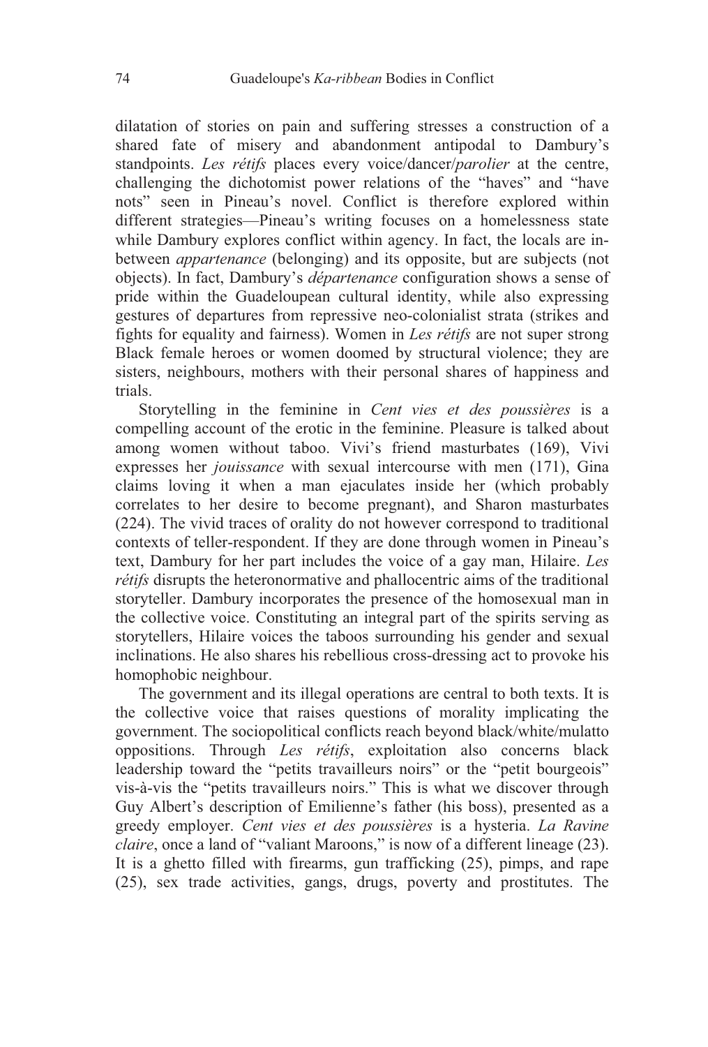dilatation of stories on pain and suffering stresses a construction of a shared fate of misery and abandonment antipodal to Dambury's standpoints. *Les rétifs* places every voice/dancer/*parolier* at the centre, challenging the dichotomist power relations of the "haves" and "have nots" seen in Pineau's novel. Conflict is therefore explored within different strategies—Pineau's writing focuses on a homelessness state while Dambury explores conflict within agency. In fact, the locals are in-between *appartenance* (belonging) and its opposite, but are subjects (not objects). In fact, Dambury's *départenance* configuration shows a sense of pride within the Guadeloupean cultural identity, while also expressing gestures of departures from repressive neo-colonialist strata (strikes and fights for equality and fairness). Women in *Les rétifs* are not super strong Black female heroes or women doomed by structural violence; they are sisters, neighbours, mothers with their personal shares of happiness and trials.

Storytelling in the feminine in *Cent vies et des poussières* is a compelling account of the erotic in the feminine. Pleasure is talked about among women without taboo. Vivi's friend masturbates (169), Vivi expresses her *jouissance* with sexual intercourse with men (171), Gina claims loving it when a man ejaculates inside her (which probably correlates to her desire to become pregnant), and Sharon masturbates (224). The vivid traces of orality do not however correspond to traditional contexts of teller-respondent. If they are done through women in Pineau's text, Dambury for her part includes the voice of a gay man, Hilaire. *Les rétifs* disrupts the heteronormative and phallocentric aims of the traditional storyteller. Dambury incorporates the presence of the homosexual man in the collective voice. Constituting an integral part of the spirits serving as storytellers, Hilaire voices the taboos surrounding his gender and sexual inclinations. He also shares his rebellious cross-dressing act to provoke his homophobic neighbour.

The government and its illegal operations are central to both texts. It is the collective voice that raises questions of morality implicating the government. The sociopolitical conflicts reach beyond black/white/mulatto oppositions. Through *Les rétifs*, exploitation also concerns black leadership toward the "petits travailleurs noirs" or the "petit bourgeois" vis-à-vis the "petits travailleurs noirs." This is what we discover through Guy Albert's description of Emilienne's father (his boss), presented as a greedy employer. *Cent vies et des poussières* is a hysteria. *La Ravine claire*, once a land of "valiant Maroons," is now of a different lineage (23). It is a ghetto filled with firearms, gun trafficking (25), pimps, and rape (25), sex trade activities, gangs, drugs, poverty and prostitutes. The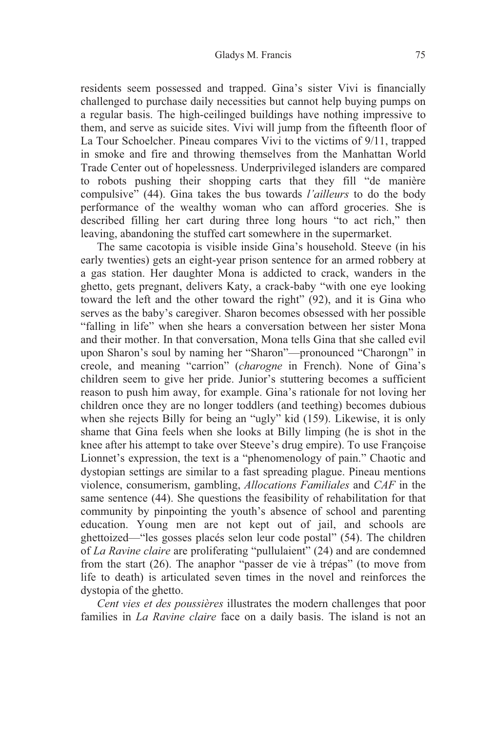residents seem possessed and trapped. Gina's sister Vivi is financially challenged to purchase daily necessities but cannot help buying pumps on a regular basis. The high-ceilinged buildings have nothing impressive to them, and serve as suicide sites. Vivi will jump from the fifteenth floor of La Tour Schoelcher. Pineau compares Vivi to the victims of 9/11, trapped in smoke and fire and throwing themselves from the Manhattan World Trade Center out of hopelessness. Underprivileged islanders are compared to robots pushing their shopping carts that they fill "de manière compulsive" (44). Gina takes the bus towards *l'ailleurs* to do the body performance of the wealthy woman who can afford groceries. She is described filling her cart during three long hours "to act rich," then leaving, abandoning the stuffed cart somewhere in the supermarket.

The same cacotopia is visible inside Gina's household. Steeve (in his early twenties) gets an eight-year prison sentence for an armed robbery at a gas station. Her daughter Mona is addicted to crack, wanders in the ghetto, gets pregnant, delivers Katy, a crack-baby "with one eye looking toward the left and the other toward the right" (92), and it is Gina who serves as the baby's caregiver. Sharon becomes obsessed with her possible "falling in life" when she hears a conversation between her sister Mona and their mother. In that conversation, Mona tells Gina that she called evil upon Sharon's soul by naming her "Sharon"—pronounced "Charongn" in creole, and meaning "carrion" (*charogne* in French). None of Gina's children seem to give her pride. Junior's stuttering becomes a sufficient reason to push him away, for example. Gina's rationale for not loving her children once they are no longer toddlers (and teething) becomes dubious when she rejects Billy for being an "ugly" kid (159). Likewise, it is only shame that Gina feels when she looks at Billy limping (he is shot in the knee after his attempt to take over Steeve's drug empire). To use Françoise Lionnet's expression, the text is a "phenomenology of pain." Chaotic and dystopian settings are similar to a fast spreading plague. Pineau mentions violence, consumerism, gambling, *Allocations Familiales* and *CAF* in the same sentence (44). She questions the feasibility of rehabilitation for that community by pinpointing the youth's absence of school and parenting education. Young men are not kept out of jail, and schools are ghettoized—"les gosses placés selon leur code postal" (54). The children of *La Ravine claire* are proliferating "pullulaient" (24) and are condemned from the start (26). The anaphor "passer de vie à trépas" (to move from life to death) is articulated seven times in the novel and reinforces the dystopia of the ghetto.

*Cent vies et des poussières* illustrates the modern challenges that poor families in *La Ravine claire* face on a daily basis. The island is not an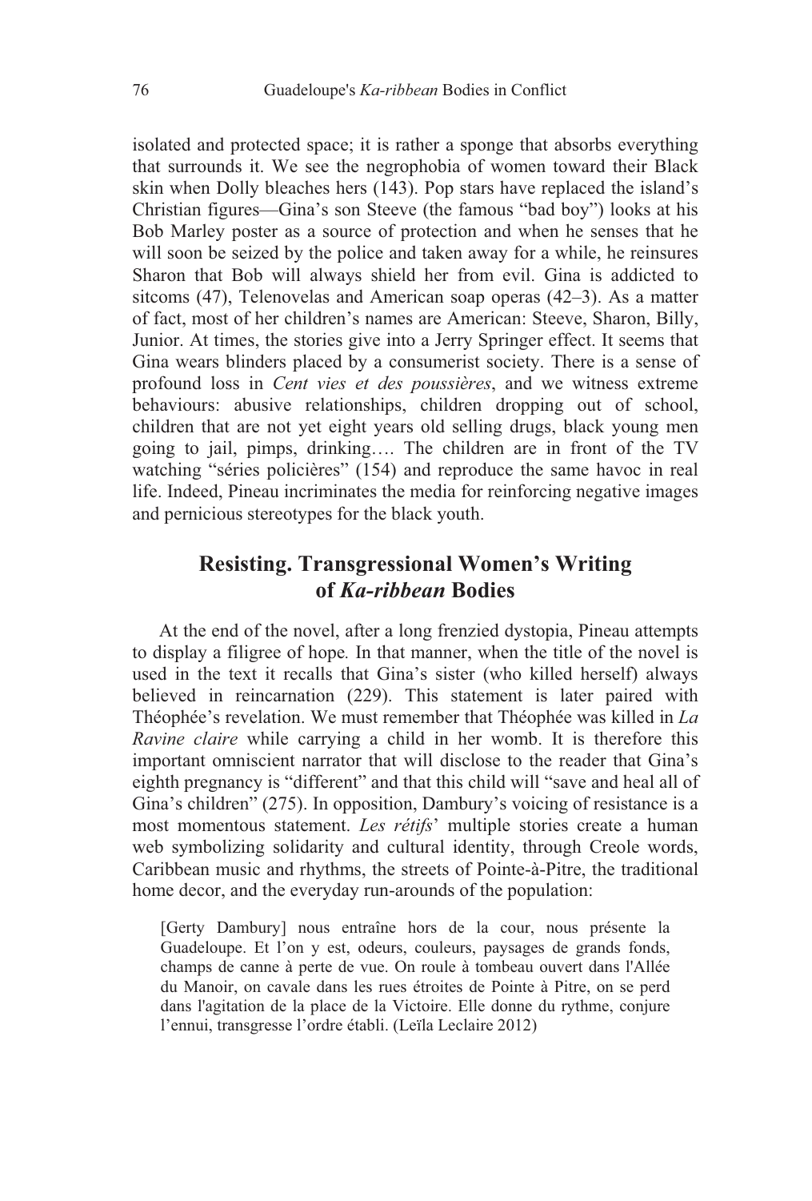isolated and protected space; it is rather a sponge that absorbs everything that surrounds it. We see the negrophobia of women toward their Black skin when Dolly bleaches hers (143). Pop stars have replaced the island's Christian figures—Gina's son Steeve (the famous "bad boy") looks at his Bob Marley poster as a source of protection and when he senses that he will soon be seized by the police and taken away for a while, he reinsures Sharon that Bob will always shield her from evil. Gina is addicted to sitcoms (47), Telenovelas and American soap operas (42–3). As a matter of fact, most of her children's names are American: Steeve, Sharon, Billy, Junior. At times, the stories give into a Jerry Springer effect. It seems that Gina wears blinders placed by a consumerist society. There is a sense of profound loss in *Cent vies et des poussières*, and we witness extreme behaviours: abusive relationships, children dropping out of school, children that are not yet eight years old selling drugs, black young men going to jail, pimps, drinking…. The children are in front of the TV watching "séries policières" (154) and reproduce the same havoc in real life. Indeed, Pineau incriminates the media for reinforcing negative images and pernicious stereotypes for the black youth.

## Resisting. Transgressional Women's Writing of *Ka-ribbean* Bodies

At the end of the novel, after a long frenzied dystopia, Pineau attempts to display a filigree of hope. In that manner, when the title of the novel is used in the text it recalls that Gina's sister (who killed herself) always believed in reincarnation (229). This statement is later paired with Théophée's revelation. We must remember that Théophée was killed in *La Ravine claire* while carrying a child in her womb. It is therefore this important omniscient narrator that will disclose to the reader that Gina's eighth pregnancy is "different" and that this child will "save and heal all of Gina's children" (275). In opposition, Dambury's voicing of resistance is a most momentous statement. *Les rétifs*' multiple stories create a human web symbolizing solidarity and cultural identity, through Creole words, Caribbean music and rhythms, the streets of Pointe-à-Pitre, the traditional home decor, and the everyday run-arounds of the population:

> [Gerty Dambury] nous entraîne hors de la cour, nous présente la Guadeloupe. Et l'on y est, odeurs, couleurs, paysages de grands fonds, champs de canne à perte de vue. On roule à tombeau ouvert dans l'Allée du Manoir, on cavale dans les rues étroites de Pointe à Pitre, on se perd dans l'agitation de la place de la Victoire. Elle donne du rythme, conjure l'ennui, transgresse l'ordre établi. (Leïla Leclaire 2012)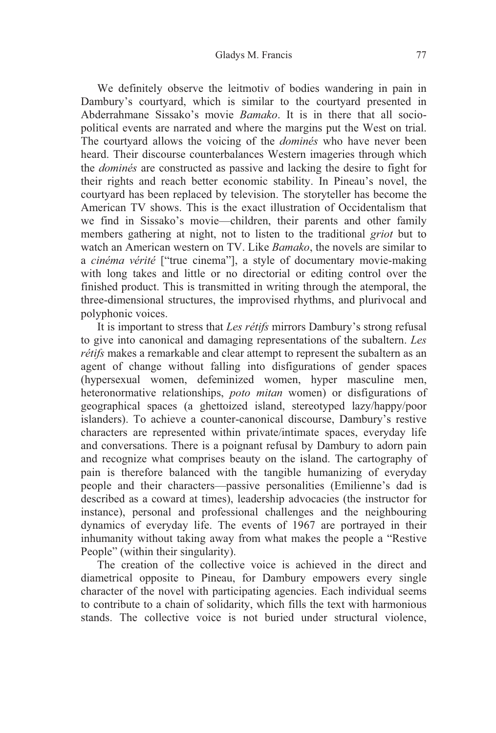We definitely observe the leitmotiv of bodies wandering in pain in Dambury's courtyard, which is similar to the courtyard presented in Abderrahmane Sissako's movie *Bamako*. It is in there that all socio-political events are narrated and where the margins put the West on trial. The courtyard allows the voicing of the *dominés* who have never been heard. Their discourse counterbalances Western imageries through which the *dominés* are constructed as passive and lacking the desire to fight for their rights and reach better economic stability. In Pineau's novel, the courtyard has been replaced by television. The storyteller has become the American TV shows. This is the exact illustration of Occidentalism that we find in Sissako's movie—children, their parents and other family members gathering at night, not to listen to the traditional *griot* but to watch an American western on TV. Like *Bamako*, the novels are similar to a *cinéma vérité* ["true cinema"], a style of documentary movie-making with long takes and little or no directorial or editing control over the finished product. This is transmitted in writing through the atemporal, the three-dimensional structures, the improvised rhythms, and plurivocal and polyphonic voices.

It is important to stress that *Les rétifs* mirrors Dambury's strong refusal to give into canonical and damaging representations of the subaltern. *Les rétifs* makes a remarkable and clear attempt to represent the subaltern as an agent of change without falling into disfigurations of gender spaces (hypersexual women, defeminized women, hyper masculine men, heteronormative relationships, *poto mitan* women) or disfigurations of geographical spaces (a ghettoized island, stereotyped lazy/happy/poor islanders). To achieve a counter-canonical discourse, Dambury's restive characters are represented within private/intimate spaces, everyday life and conversations. There is a poignant refusal by Dambury to adorn pain and recognize what comprises beauty on the island. The cartography of pain is therefore balanced with the tangible humanizing of everyday people and their characters—passive personalities (Emilienne's dad is described as a coward at times), leadership advocacies (the instructor for instance), personal and professional challenges and the neighbouring dynamics of everyday life. The events of 1967 are portrayed in their inhumanity without taking away from what makes the people a "Restive People" (within their singularity).

The creation of the collective voice is achieved in the direct and diametrical opposite to Pineau, for Dambury empowers every single character of the novel with participating agencies. Each individual seems to contribute to a chain of solidarity, which fills the text with harmonious stands. The collective voice is not buried under structural violence,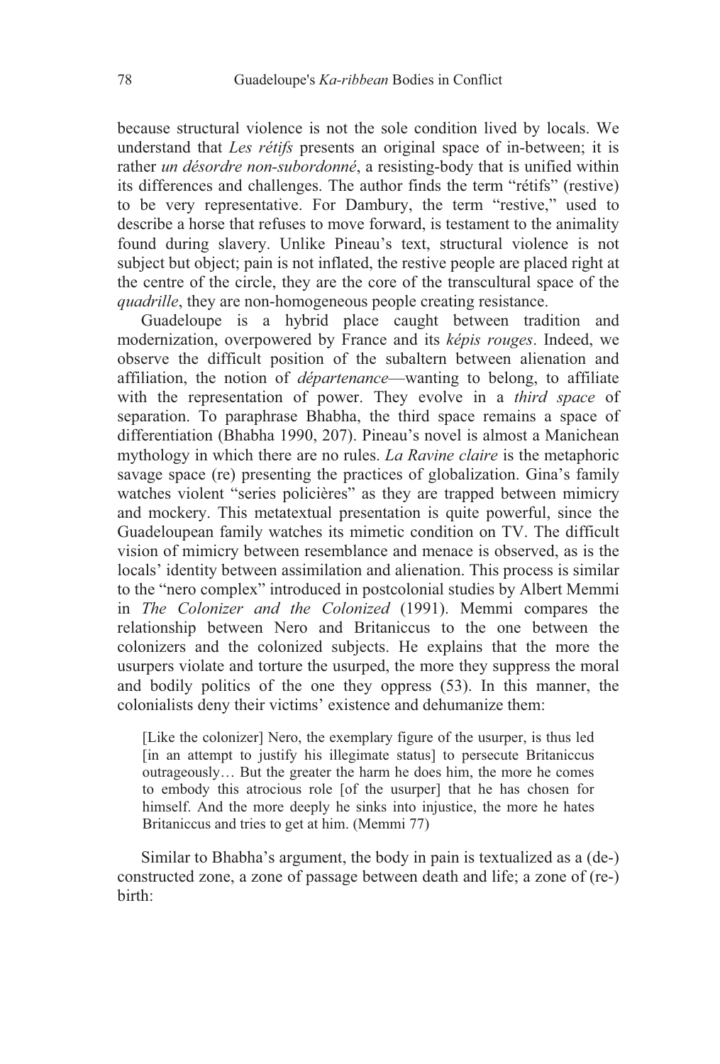because structural violence is not the sole condition lived by locals. We understand that *Les rétifs* presents an original space of in-between; it is rather *un désordre non-subordonné*, a resisting-body that is unified within its differences and challenges. The author finds the term "rétifs" (restive) to be very representative. For Dambury, the term "restive," used to describe a horse that refuses to move forward, is testament to the animality found during slavery. Unlike Pineau's text, structural violence is not subject but object; pain is not inflated, the restive people are placed right at the centre of the circle, they are the core of the transcultural space of the *quadrille*, they are non-homogeneous people creating resistance.

Guadeloupe is a hybrid place caught between tradition and modernization, overpowered by France and its *képis rouges*. Indeed, we observe the difficult position of the subaltern between alienation and affiliation, the notion of *départenance*—wanting to belong, to affiliate with the representation of power. They evolve in a *third space* of separation. To paraphrase Bhabha, the third space remains a space of differentiation (Bhabha 1990, 207). Pineau's novel is almost a Manichean mythology in which there are no rules. *La Ravine claire* is the metaphoric savage space (re) presenting the practices of globalization. Gina's family watches violent "series policières" as they are trapped between mimicry and mockery. This metatextual presentation is quite powerful, since the Guadeloupean family watches its mimetic condition on TV. The difficult vision of mimicry between resemblance and menace is observed, as is the locals' identity between assimilation and alienation. This process is similar to the "nero complex" introduced in postcolonial studies by Albert Memmi in *The Colonizer and the Colonized* (1991). Memmi compares the relationship between Nero and Britaniccus to the one between the colonizers and the colonized subjects. He explains that the more the usurpers violate and torture the usurped, the more they suppress the moral and bodily politics of the one they oppress (53). In this manner, the colonialists deny their victims' existence and dehumanize them:

> [Like the colonizer] Nero, the exemplary figure of the usurper, is thus led [in an attempt to justify his illegimate status] to persecute Britaniccus outrageously… But the greater the harm he does him, the more he comes to embody this atrocious role [of the usurper] that he has chosen for himself. And the more deeply he sinks into injustice, the more he hates Britaniccus and tries to get at him. (Memmi 77)

Similar to Bhabha's argument, the body in pain is textualized as a (de-) constructed zone, a zone of passage between death and life; a zone of (re-) birth: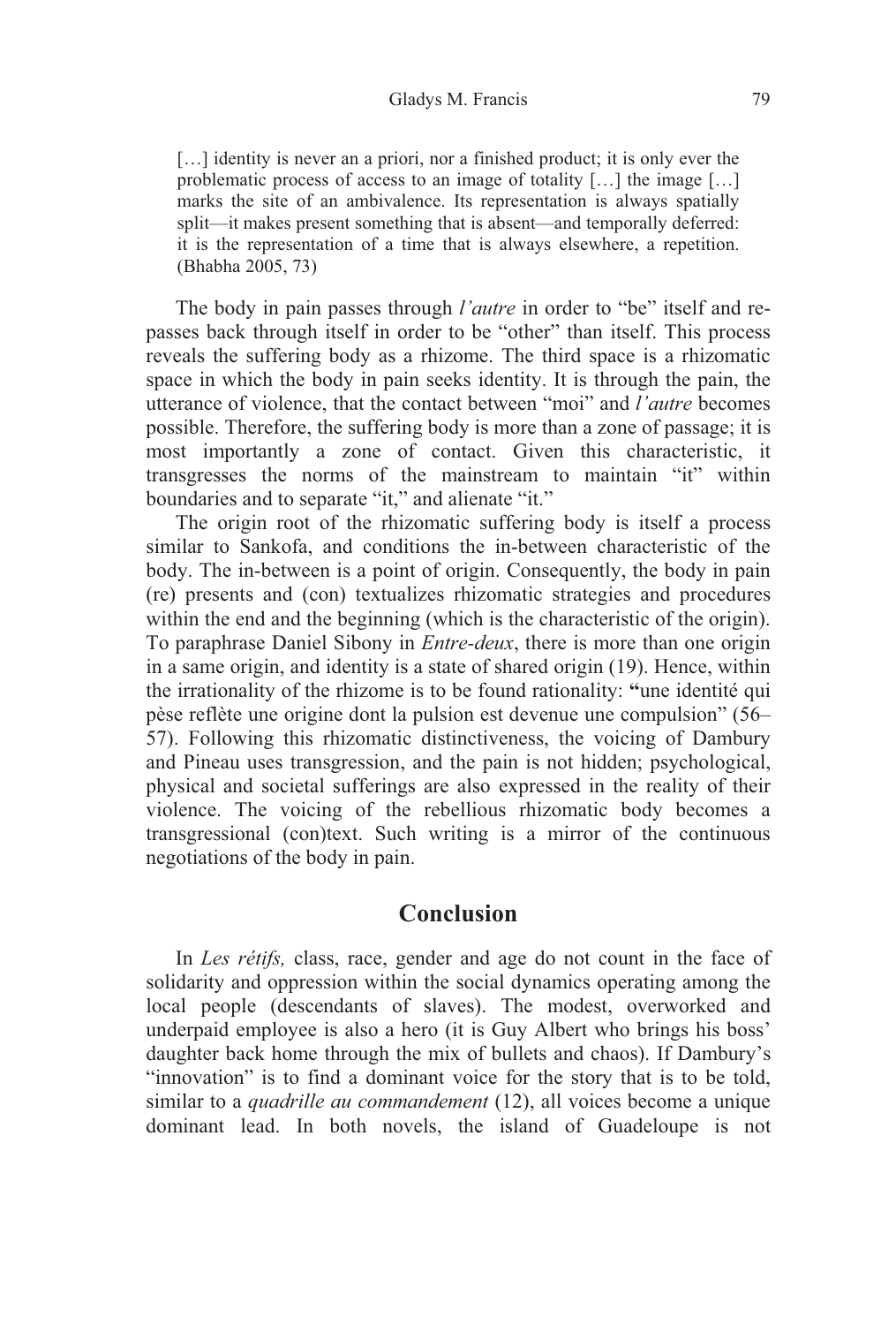> […] identity is never an a priori, nor a finished product; it is only ever the problematic process of access to an image of totality […] the image […] marks the site of an ambivalence. Its representation is always spatially split—it makes present something that is absent—and temporally deferred: it is the representation of a time that is always elsewhere, a repetition. (Bhabha 2005, 73)

The body in pain passes through *l'autre* in order to "be" itself and re-passes back through itself in order to be "other" than itself. This process reveals the suffering body as a rhizome. The third space is a rhizomatic space in which the body in pain seeks identity. It is through the pain, the utterance of violence, that the contact between "moi" and *l'autre* becomes possible. Therefore, the suffering body is more than a zone of passage; it is most importantly a zone of contact. Given this characteristic, it transgresses the norms of the mainstream to maintain "it" within boundaries and to separate "it," and alienate "it."

The origin root of the rhizomatic suffering body is itself a process similar to Sankofa, and conditions the in-between characteristic of the body. The in-between is a point of origin. Consequently, the body in pain (re) presents and (con) textualizes rhizomatic strategies and procedures within the end and the beginning (which is the characteristic of the origin). To paraphrase Daniel Sibony in *Entre-deux*, there is more than one origin in a same origin, and identity is a state of shared origin (19). Hence, within the irrationality of the rhizome is to be found rationality: **"**une identité qui pèse reflète une origine dont la pulsion est devenue une compulsion" (56–57). Following this rhizomatic distinctiveness, the voicing of Dambury and Pineau uses transgression, and the pain is not hidden; psychological, physical and societal sufferings are also expressed in the reality of their violence. The voicing of the rebellious rhizomatic body becomes a transgressional (con)text. Such writing is a mirror of the continuous negotiations of the body in pain.

## Conclusion

In *Les rétifs,* class, race, gender and age do not count in the face of solidarity and oppression within the social dynamics operating among the local people (descendants of slaves). The modest, overworked and underpaid employee is also a hero (it is Guy Albert who brings his boss' daughter back home through the mix of bullets and chaos). If Dambury's "innovation" is to find a dominant voice for the story that is to be told, similar to a *quadrille au commandement* (12), all voices become a unique dominant lead. In both novels, the island of Guadeloupe is not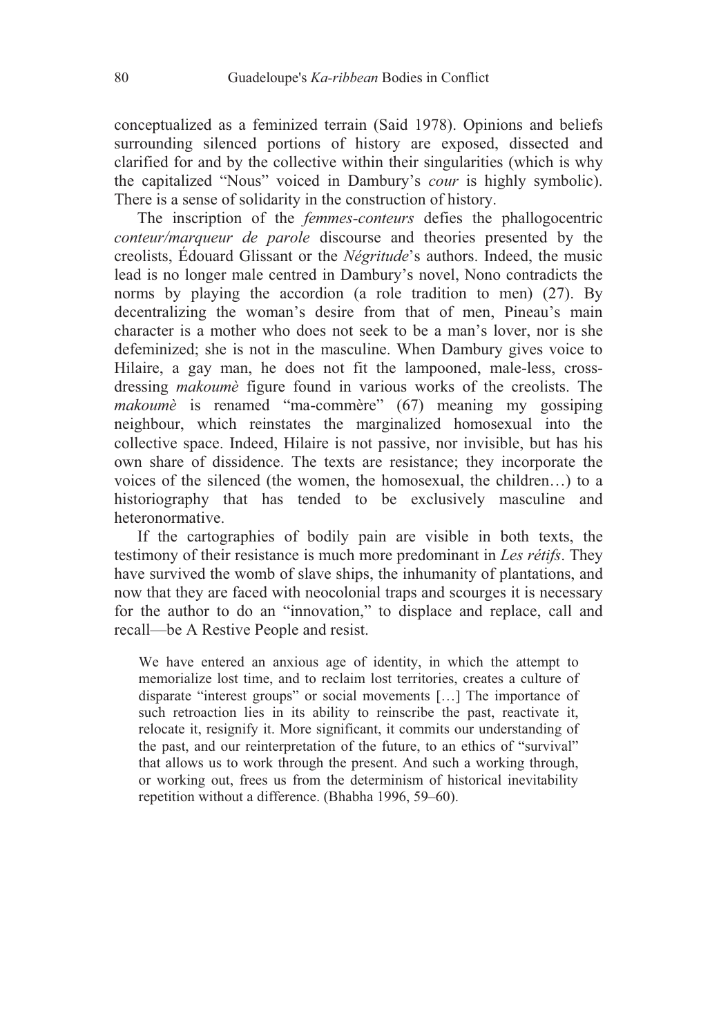conceptualized as a feminized terrain (Said 1978). Opinions and beliefs surrounding silenced portions of history are exposed, dissected and clarified for and by the collective within their singularities (which is why the capitalized "Nous" voiced in Dambury's *cour* is highly symbolic). There is a sense of solidarity in the construction of history.

The inscription of the *femmes-conteurs* defies the phallogocentric *conteur/marqueur de parole* discourse and theories presented by the creolists, Édouard Glissant or the *Négritude*'s authors. Indeed, the music lead is no longer male centred in Dambury's novel, Nono contradicts the norms by playing the accordion (a role tradition to men) (27). By decentralizing the woman's desire from that of men, Pineau's main character is a mother who does not seek to be a man's lover, nor is she defeminized; she is not in the masculine. When Dambury gives voice to Hilaire, a gay man, he does not fit the lampooned, male-less, cross-dressing *makoumè* figure found in various works of the creolists. The *makoumè* is renamed "ma-commère" (67) meaning my gossiping neighbour, which reinstates the marginalized homosexual into the collective space. Indeed, Hilaire is not passive, nor invisible, but has his own share of dissidence. The texts are resistance; they incorporate the voices of the silenced (the women, the homosexual, the children…) to a historiography that has tended to be exclusively masculine and heteronormative.

If the cartographies of bodily pain are visible in both texts, the testimony of their resistance is much more predominant in *Les rétifs*. They have survived the womb of slave ships, the inhumanity of plantations, and now that they are faced with neocolonial traps and scourges it is necessary for the author to do an "innovation," to displace and replace, call and recall—be A Restive People and resist.

> We have entered an anxious age of identity, in which the attempt to memorialize lost time, and to reclaim lost territories, creates a culture of disparate "interest groups" or social movements […] The importance of such retroaction lies in its ability to reinscribe the past, reactivate it, relocate it, resignify it. More significant, it commits our understanding of the past, and our reinterpretation of the future, to an ethics of "survival" that allows us to work through the present. And such a working through, or working out, frees us from the determinism of historical inevitability repetition without a difference. (Bhabha 1996, 59–60).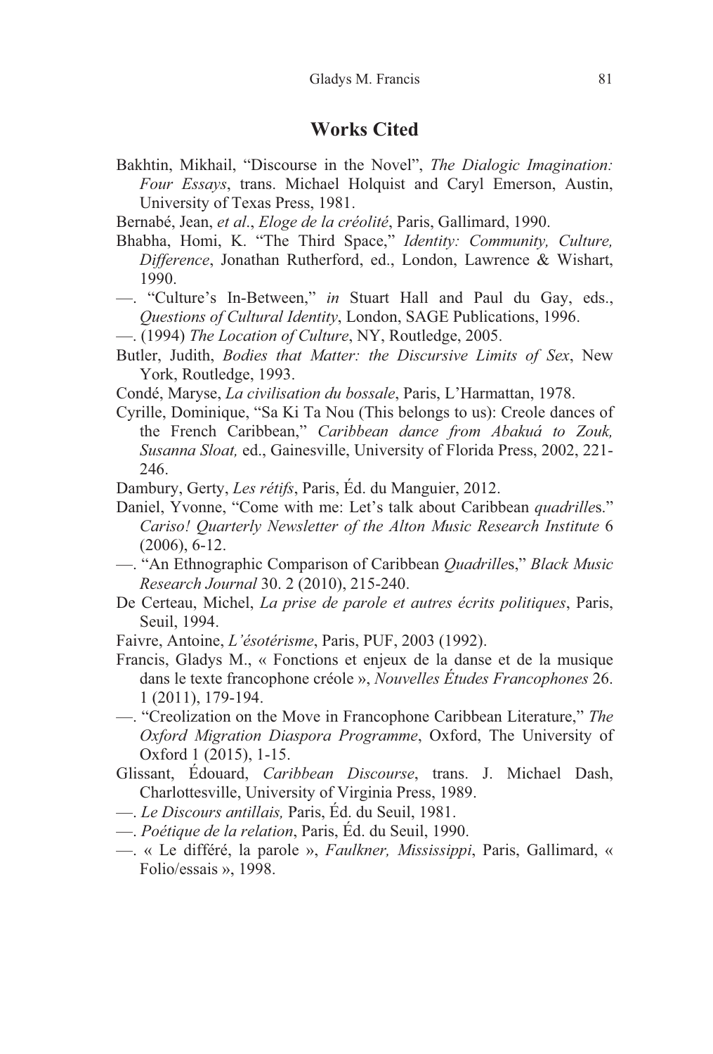## Works Cited

Bakhtin, Mikhail, "Discourse in the Novel", *The Dialogic Imagination: Four Essays*, trans. Michael Holquist and Caryl Emerson, Austin, University of Texas Press, 1981.

Bernabé, Jean, *et al*., *Eloge de la créolité*, Paris, Gallimard, 1990.

Bhabha, Homi, K. "The Third Space," *Identity: Community, Culture, Difference*, Jonathan Rutherford, ed., London, Lawrence & Wishart, 1990.

—. "Culture's In-Between," *in* Stuart Hall and Paul du Gay, eds., *Questions of Cultural Identity*, London, SAGE Publications, 1996.

—. (1994) *The Location of Culture*, NY, Routledge, 2005.

Butler, Judith, *Bodies that Matter: the Discursive Limits of Sex*, New York, Routledge, 1993.

Condé, Maryse, *La civilisation du bossale*, Paris, L'Harmattan, 1978.

Cyrille, Dominique, "Sa Ki Ta Nou (This belongs to us): Creole dances of the French Caribbean," *Caribbean dance from Abakuá to Zouk, Susanna Sloat,* ed., Gainesville, University of Florida Press, 2002, 221-246.

Dambury, Gerty, *Les rétifs*, Paris, Éd. du Manguier, 2012.

Daniel, Yvonne, "Come with me: Let's talk about Caribbean *quadrille*s." *Cariso! Quarterly Newsletter of the Alton Music Research Institute* 6 (2006), 6-12.

—. "An Ethnographic Comparison of Caribbean *Quadrille*s," *Black Music Research Journal* 30. 2 (2010), 215-240.

De Certeau, Michel, *La prise de parole et autres écrits politiques*, Paris, Seuil, 1994.

Faivre, Antoine, *L'ésotérisme*, Paris, PUF, 2003 (1992).

Francis, Gladys M., « Fonctions et enjeux de la danse et de la musique dans le texte francophone créole », *Nouvelles Études Francophones* 26. 1 (2011), 179-194.

—. "Creolization on the Move in Francophone Caribbean Literature," *The Oxford Migration Diaspora Programme*, Oxford, The University of Oxford 1 (2015), 1-15.

Glissant, Édouard, *Caribbean Discourse*, trans. J. Michael Dash, Charlottesville, University of Virginia Press, 1989.

—. *Le Discours antillais,* Paris, Éd. du Seuil, 1981.

—. *Poétique de la relation*, Paris, Éd. du Seuil, 1990.

—. « Le différé, la parole », *Faulkner, Mississippi*, Paris, Gallimard, « Folio/essais », 1998.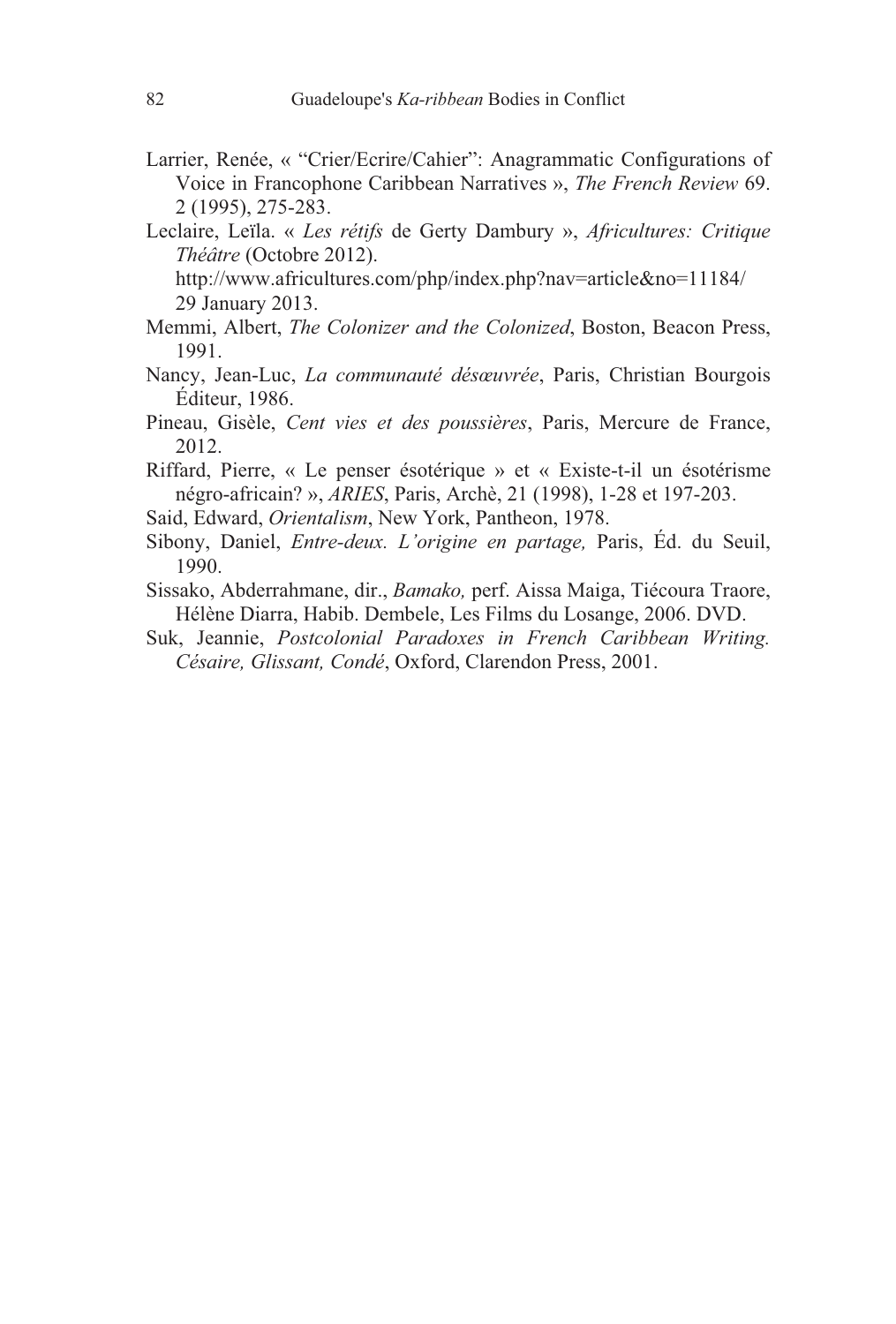Larrier, Renée, « “Crier/Ecrire/Cahier”: Anagrammatic Configurations of Voice in Francophone Caribbean Narratives », *The French Review* 69. 2 (1995), 275-283.

Leclaire, Leïla. « *Les rétifs* de Gerty Dambury », *Africultures: Critique Théâtre* (Octobre 2012). http://www.africultures.com/php/index.php?nav=article&no=11184/ 29 January 2013.

Memmi, Albert, *The Colonizer and the Colonized*, Boston, Beacon Press, 1991.

Nancy, Jean-Luc, *La communauté désœuvrée*, Paris, Christian Bourgois Éditeur, 1986.

Pineau, Gisèle, *Cent vies et des poussières*, Paris, Mercure de France, 2012.

Riffard, Pierre, « Le penser ésotérique » et « Existe-t-il un ésotérisme négro-africain? », *ARIES*, Paris, Archè, 21 (1998), 1-28 et 197-203.

Said, Edward, *Orientalism*, New York, Pantheon, 1978.

Sibony, Daniel, *Entre-deux. L’origine en partage,* Paris, Éd. du Seuil, 1990.

Sissako, Abderrahmane, dir., *Bamako,* perf. Aissa Maiga, Tiécoura Traore, Hélène Diarra, Habib. Dembele, Les Films du Losange, 2006. DVD.

Suk, Jeannie, *Postcolonial Paradoxes in French Caribbean Writing. Césaire, Glissant, Condé*, Oxford, Clarendon Press, 2001.